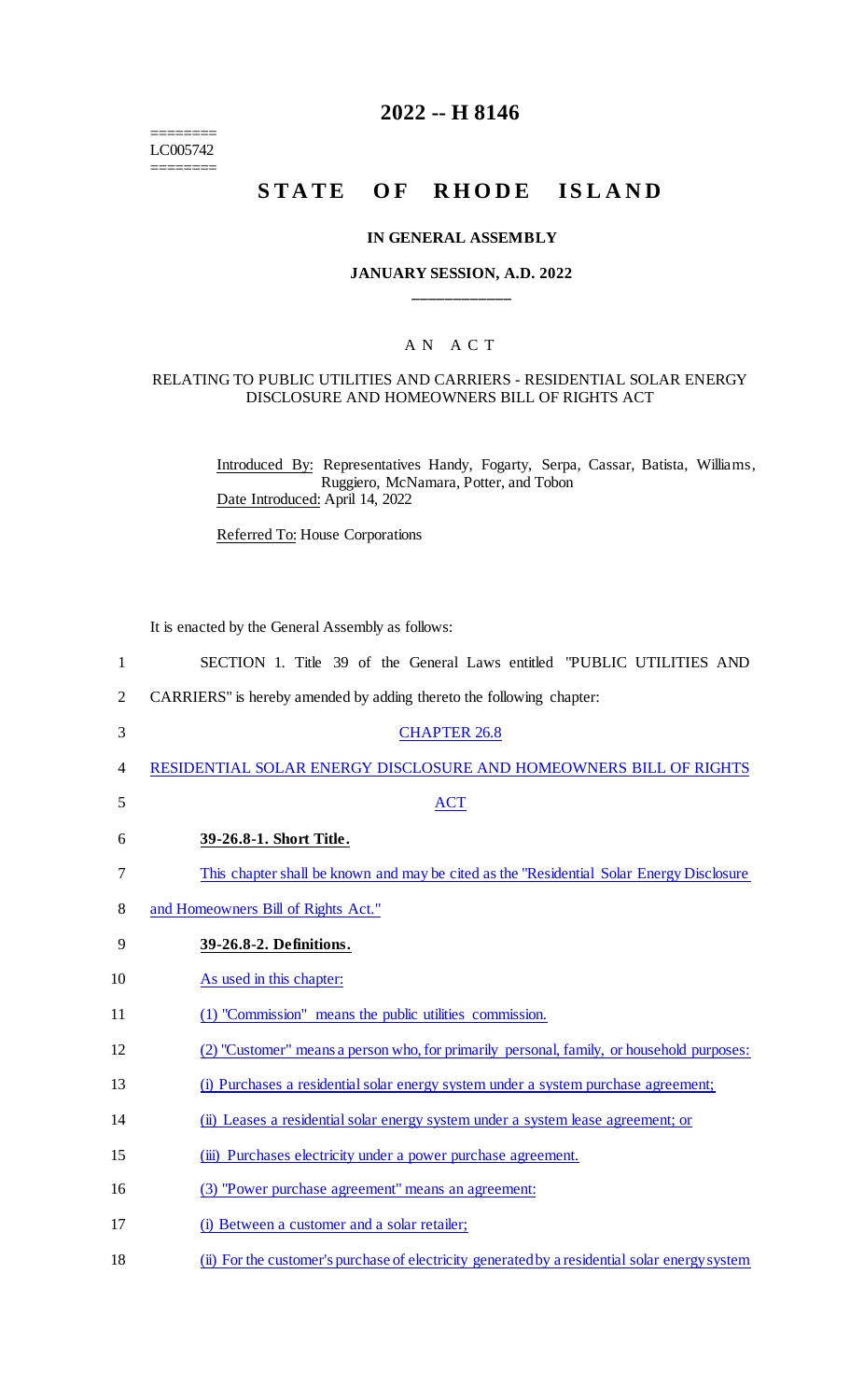========
LC005742
========

# 2022 -- H 8146

# STATE OF RHODE ISLAND

### IN GENERAL ASSEMBLY

### JANUARY SESSION, A.D. 2022

### A N A C T

### RELATING TO PUBLIC UTILITIES AND CARRIERS - RESIDENTIAL SOLAR ENERGY DISCLOSURE AND HOMEOWNERS BILL OF RIGHTS ACT

Introduced By: Representatives Handy, Fogarty, Serpa, Cassar, Batista, Williams, Ruggiero, McNamara, Potter, and Tobon

Date Introduced: April 14, 2022

Referred To: House Corporations

It is enacted by the General Assembly as follows:

1 SECTION 1. Title 39 of the General Laws entitled "PUBLIC UTILITIES AND
2 CARRIERS" is hereby amended by adding thereto the following chapter:

3 CHAPTER 26.8

4 RESIDENTIAL SOLAR ENERGY DISCLOSURE AND HOMEOWNERS BILL OF RIGHTS
5 ACT

6 **39-26.8-1. Short Title.**

7 This chapter shall be known and may be cited as the "Residential Solar Energy Disclosure
8 and Homeowners Bill of Rights Act."

9 **39-26.8-2. Definitions.**

10 As used in this chapter:

11 (1) "Commission" means the public utilities commission.

12 (2) "Customer" means a person who, for primarily personal, family, or household purposes:

13 (i) Purchases a residential solar energy system under a system purchase agreement;

14 (ii) Leases a residential solar energy system under a system lease agreement; or

15 (iii) Purchases electricity under a power purchase agreement.

16 (3) "Power purchase agreement" means an agreement:

17 (i) Between a customer and a solar retailer;

18 (ii) For the customer's purchase of electricity generated by a residential solar energy system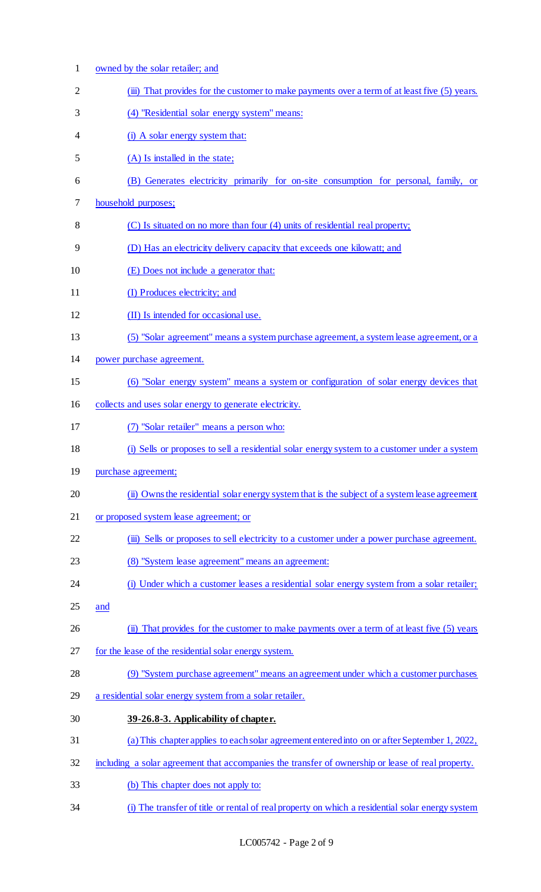owned by the solar retailer; and

(iii) That provides for the customer to make payments over a term of at least five (5) years.

(4) "Residential solar energy system" means:

(i) A solar energy system that:

(A) Is installed in the state;

(B) Generates electricity primarily for on-site consumption for personal, family, or household purposes;

(C) Is situated on no more than four (4) units of residential real property;

(D) Has an electricity delivery capacity that exceeds one kilowatt; and

(E) Does not include a generator that:

(I) Produces electricity; and

(II) Is intended for occasional use.

(5) "Solar agreement" means a system purchase agreement, a system lease agreement, or a power purchase agreement.

(6) "Solar energy system" means a system or configuration of solar energy devices that collects and uses solar energy to generate electricity.

(7) "Solar retailer" means a person who:

(i) Sells or proposes to sell a residential solar energy system to a customer under a system purchase agreement;

(ii) Owns the residential solar energy system that is the subject of a system lease agreement or proposed system lease agreement; or

(iii) Sells or proposes to sell electricity to a customer under a power purchase agreement.

(8) "System lease agreement" means an agreement:

(i) Under which a customer leases a residential solar energy system from a solar retailer; and

(ii) That provides for the customer to make payments over a term of at least five (5) years for the lease of the residential solar energy system.

(9) "System purchase agreement" means an agreement under which a customer purchases a residential solar energy system from a solar retailer.

**39-26.8-3. Applicability of chapter.**

(a) This chapter applies to each solar agreement entered into on or after September 1, 2022, including a solar agreement that accompanies the transfer of ownership or lease of real property.

(b) This chapter does not apply to:

(i) The transfer of title or rental of real property on which a residential solar energy system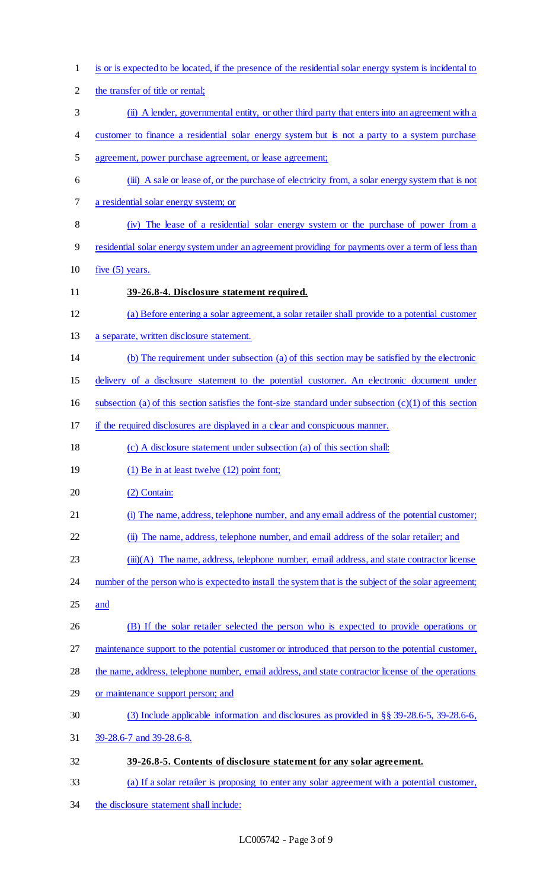is or is expected to be located, if the presence of the residential solar energy system is incidental to the transfer of title or rental;

(ii) A lender, governmental entity, or other third party that enters into an agreement with a customer to finance a residential solar energy system but is not a party to a system purchase agreement, power purchase agreement, or lease agreement;

(iii) A sale or lease of, or the purchase of electricity from, a solar energy system that is not a residential solar energy system; or

(iv) The lease of a residential solar energy system or the purchase of power from a residential solar energy system under an agreement providing for payments over a term of less than five (5) years.

**39-26.8-4. Disclosure statement required.**

(a) Before entering a solar agreement, a solar retailer shall provide to a potential customer a separate, written disclosure statement.

(b) The requirement under subsection (a) of this section may be satisfied by the electronic delivery of a disclosure statement to the potential customer. An electronic document under subsection (a) of this section satisfies the font-size standard under subsection (c)(1) of this section if the required disclosures are displayed in a clear and conspicuous manner.

(c) A disclosure statement under subsection (a) of this section shall:

(1) Be in at least twelve (12) point font;

(2) Contain:

(i) The name, address, telephone number, and any email address of the potential customer;

(ii) The name, address, telephone number, and email address of the solar retailer; and

(iii)(A) The name, address, telephone number, email address, and state contractor license number of the person who is expected to install the system that is the subject of the solar agreement; and

(B) If the solar retailer selected the person who is expected to provide operations or maintenance support to the potential customer or introduced that person to the potential customer, the name, address, telephone number, email address, and state contractor license of the operations or maintenance support person; and

(3) Include applicable information and disclosures as provided in §§ 39-28.6-5, 39-28.6-6, 39-28.6-7 and 39-28.6-8.

**39-26.8-5. Contents of disclosure statement for any solar agreement.**

(a) If a solar retailer is proposing to enter any solar agreement with a potential customer, the disclosure statement shall include: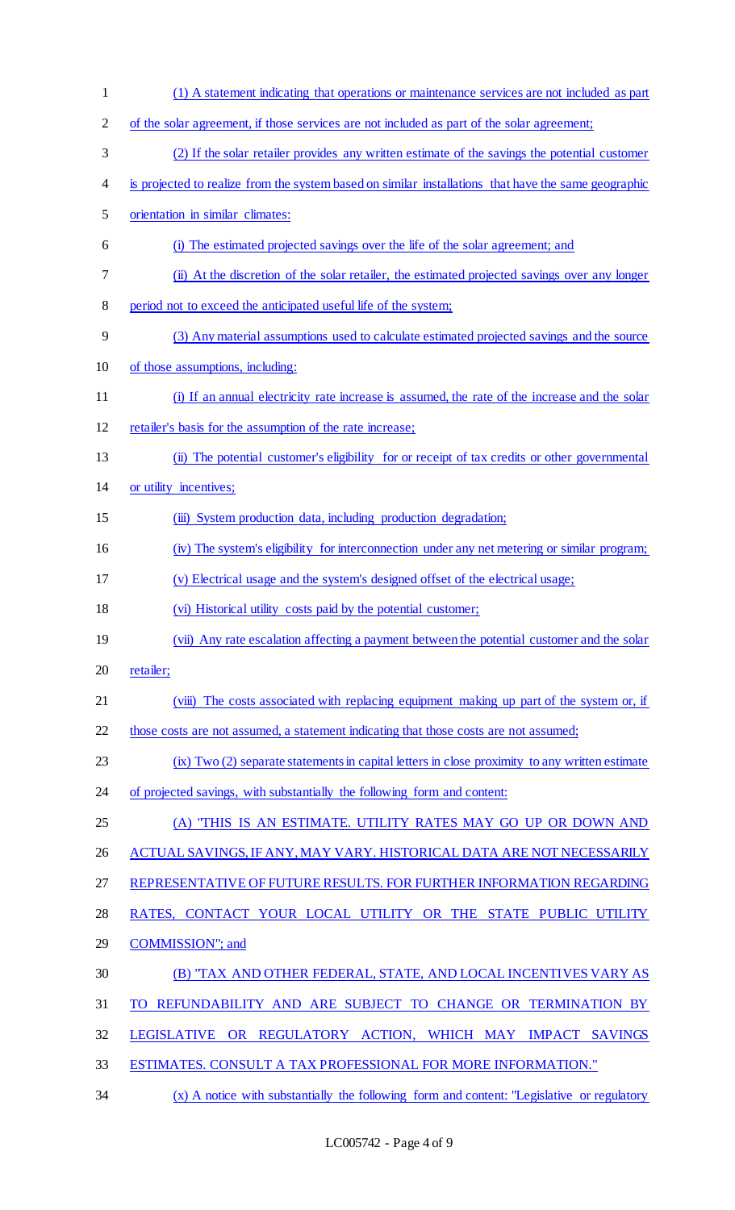(1) A statement indicating that operations or maintenance services are not included as part of the solar agreement, if those services are not included as part of the solar agreement;

(2) If the solar retailer provides any written estimate of the savings the potential customer is projected to realize from the system based on similar installations that have the same geographic orientation in similar climates:

(i) The estimated projected savings over the life of the solar agreement; and

(ii) At the discretion of the solar retailer, the estimated projected savings over any longer period not to exceed the anticipated useful life of the system;

(3) Any material assumptions used to calculate estimated projected savings and the source of those assumptions, including:

(i) If an annual electricity rate increase is assumed, the rate of the increase and the solar retailer's basis for the assumption of the rate increase;

(ii) The potential customer's eligibility for or receipt of tax credits or other governmental or utility incentives;

(iii) System production data, including production degradation;

(iv) The system's eligibility for interconnection under any net metering or similar program;

(v) Electrical usage and the system's designed offset of the electrical usage;

(vi) Historical utility costs paid by the potential customer;

(vii) Any rate escalation affecting a payment between the potential customer and the solar retailer;

(viii) The costs associated with replacing equipment making up part of the system or, if those costs are not assumed, a statement indicating that those costs are not assumed;

(ix) Two (2) separate statements in capital letters in close proximity to any written estimate of projected savings, with substantially the following form and content:

(A) "THIS IS AN ESTIMATE. UTILITY RATES MAY GO UP OR DOWN AND ACTUAL SAVINGS, IF ANY, MAY VARY. HISTORICAL DATA ARE NOT NECESSARILY REPRESENTATIVE OF FUTURE RESULTS. FOR FURTHER INFORMATION REGARDING RATES, CONTACT YOUR LOCAL UTILITY OR THE STATE PUBLIC UTILITY COMMISSION"; and

(B) "TAX AND OTHER FEDERAL, STATE, AND LOCAL INCENTIVES VARY AS TO REFUNDABILITY AND ARE SUBJECT TO CHANGE OR TERMINATION BY LEGISLATIVE OR REGULATORY ACTION, WHICH MAY IMPACT SAVINGS ESTIMATES. CONSULT A TAX PROFESSIONAL FOR MORE INFORMATION."

(x) A notice with substantially the following form and content: "Legislative or regulatory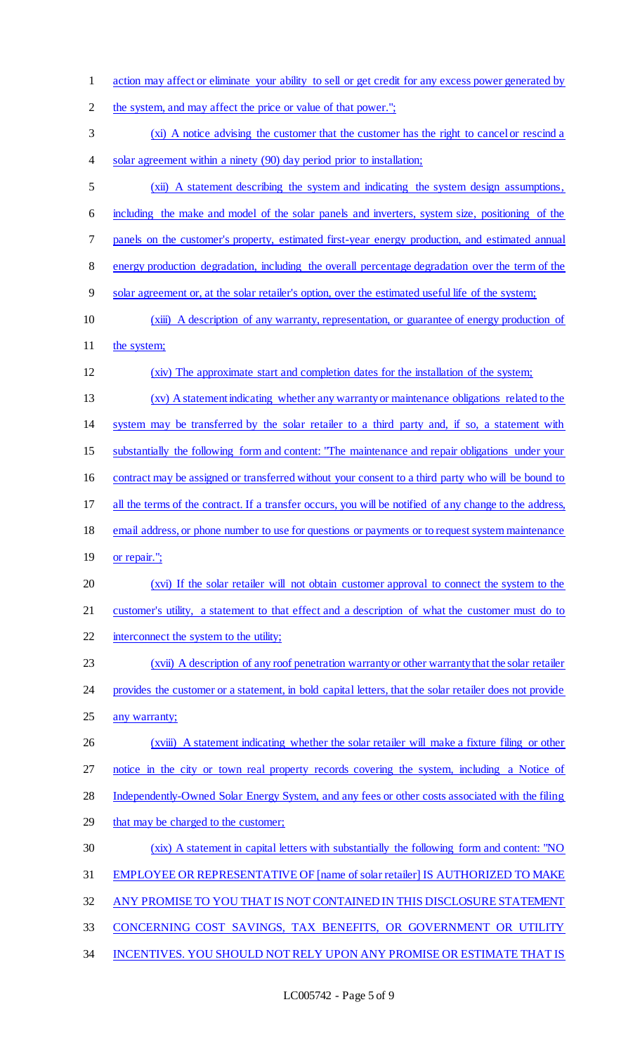action may affect or eliminate your ability to sell or get credit for any excess power generated by the system, and may affect the price or value of that power.";

(xi) A notice advising the customer that the customer has the right to cancel or rescind a solar agreement within a ninety (90) day period prior to installation;

(xii) A statement describing the system and indicating the system design assumptions, including the make and model of the solar panels and inverters, system size, positioning of the panels on the customer's property, estimated first-year energy production, and estimated annual energy production degradation, including the overall percentage degradation over the term of the solar agreement or, at the solar retailer's option, over the estimated useful life of the system;

(xiii) A description of any warranty, representation, or guarantee of energy production of the system;

(xiv) The approximate start and completion dates for the installation of the system;

(xv) A statement indicating whether any warranty or maintenance obligations related to the system may be transferred by the solar retailer to a third party and, if so, a statement with substantially the following form and content: "The maintenance and repair obligations under your contract may be assigned or transferred without your consent to a third party who will be bound to all the terms of the contract. If a transfer occurs, you will be notified of any change to the address, email address, or phone number to use for questions or payments or to request system maintenance or repair.";

(xvi) If the solar retailer will not obtain customer approval to connect the system to the customer's utility, a statement to that effect and a description of what the customer must do to interconnect the system to the utility;

(xvii) A description of any roof penetration warranty or other warranty that the solar retailer provides the customer or a statement, in bold capital letters, that the solar retailer does not provide any warranty;

(xviii) A statement indicating whether the solar retailer will make a fixture filing or other notice in the city or town real property records covering the system, including a Notice of Independently-Owned Solar Energy System, and any fees or other costs associated with the filing that may be charged to the customer;

(xix) A statement in capital letters with substantially the following form and content: "NO EMPLOYEE OR REPRESENTATIVE OF [name of solar retailer] IS AUTHORIZED TO MAKE ANY PROMISE TO YOU THAT IS NOT CONTAINED IN THIS DISCLOSURE STATEMENT CONCERNING COST SAVINGS, TAX BENEFITS, OR GOVERNMENT OR UTILITY INCENTIVES. YOU SHOULD NOT RELY UPON ANY PROMISE OR ESTIMATE THAT IS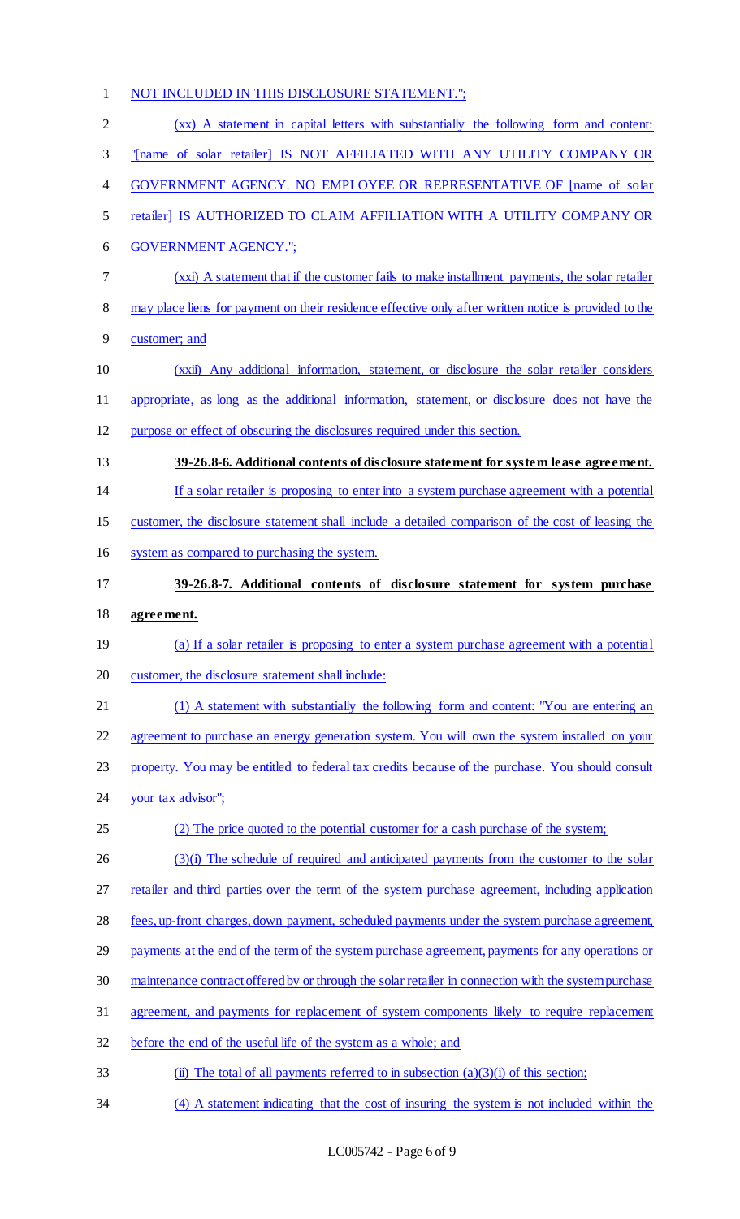NOT INCLUDED IN THIS DISCLOSURE STATEMENT.";

(xx) A statement in capital letters with substantially the following form and content: "[name of solar retailer] IS NOT AFFILIATED WITH ANY UTILITY COMPANY OR GOVERNMENT AGENCY. NO EMPLOYEE OR REPRESENTATIVE OF [name of solar retailer] IS AUTHORIZED TO CLAIM AFFILIATION WITH A UTILITY COMPANY OR GOVERNMENT AGENCY.";

(xxi) A statement that if the customer fails to make installment payments, the solar retailer may place liens for payment on their residence effective only after written notice is provided to the customer; and

(xxii) Any additional information, statement, or disclosure the solar retailer considers appropriate, as long as the additional information, statement, or disclosure does not have the purpose or effect of obscuring the disclosures required under this section.

**39-26.8-6. Additional contents of disclosure statement for system lease agreement.**

If a solar retailer is proposing to enter into a system purchase agreement with a potential customer, the disclosure statement shall include a detailed comparison of the cost of leasing the system as compared to purchasing the system.

**39-26.8-7. Additional contents of disclosure statement for system purchase agreement.**

(a) If a solar retailer is proposing to enter a system purchase agreement with a potential customer, the disclosure statement shall include:

(1) A statement with substantially the following form and content: "You are entering an agreement to purchase an energy generation system. You will own the system installed on your property. You may be entitled to federal tax credits because of the purchase. You should consult your tax advisor";

(2) The price quoted to the potential customer for a cash purchase of the system;

(3)(i) The schedule of required and anticipated payments from the customer to the solar retailer and third parties over the term of the system purchase agreement, including application fees, up-front charges, down payment, scheduled payments under the system purchase agreement, payments at the end of the term of the system purchase agreement, payments for any operations or maintenance contract offered by or through the solar retailer in connection with the system purchase agreement, and payments for replacement of system components likely to require replacement before the end of the useful life of the system as a whole; and

(ii) The total of all payments referred to in subsection (a)(3)(i) of this section;

(4) A statement indicating that the cost of insuring the system is not included within the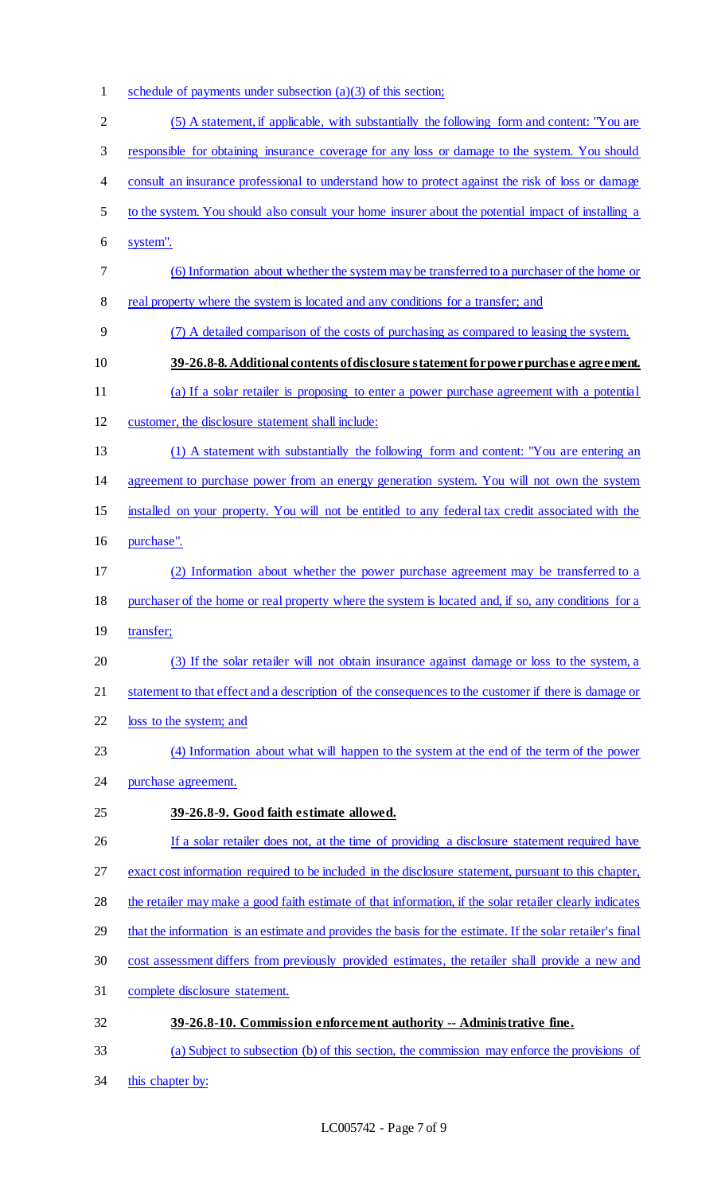schedule of payments under subsection (a)(3) of this section;

(5) A statement, if applicable, with substantially the following form and content: "You are responsible for obtaining insurance coverage for any loss or damage to the system. You should consult an insurance professional to understand how to protect against the risk of loss or damage to the system. You should also consult your home insurer about the potential impact of installing a system".

(6) Information about whether the system may be transferred to a purchaser of the home or real property where the system is located and any conditions for a transfer; and

(7) A detailed comparison of the costs of purchasing as compared to leasing the system.

**39-26.8-8. Additional contents of disclosure statement for power purchase agreement.**

(a) If a solar retailer is proposing to enter a power purchase agreement with a potential customer, the disclosure statement shall include:

(1) A statement with substantially the following form and content: "You are entering an agreement to purchase power from an energy generation system. You will not own the system installed on your property. You will not be entitled to any federal tax credit associated with the purchase".

(2) Information about whether the power purchase agreement may be transferred to a purchaser of the home or real property where the system is located and, if so, any conditions for a transfer;

(3) If the solar retailer will not obtain insurance against damage or loss to the system, a statement to that effect and a description of the consequences to the customer if there is damage or loss to the system; and

(4) Information about what will happen to the system at the end of the term of the power purchase agreement.

**39-26.8-9. Good faith estimate allowed.**

If a solar retailer does not, at the time of providing a disclosure statement required have exact cost information required to be included in the disclosure statement, pursuant to this chapter, the retailer may make a good faith estimate of that information, if the solar retailer clearly indicates that the information is an estimate and provides the basis for the estimate. If the solar retailer's final cost assessment differs from previously provided estimates, the retailer shall provide a new and complete disclosure statement.

**39-26.8-10. Commission enforcement authority -- Administrative fine.**

(a) Subject to subsection (b) of this section, the commission may enforce the provisions of this chapter by: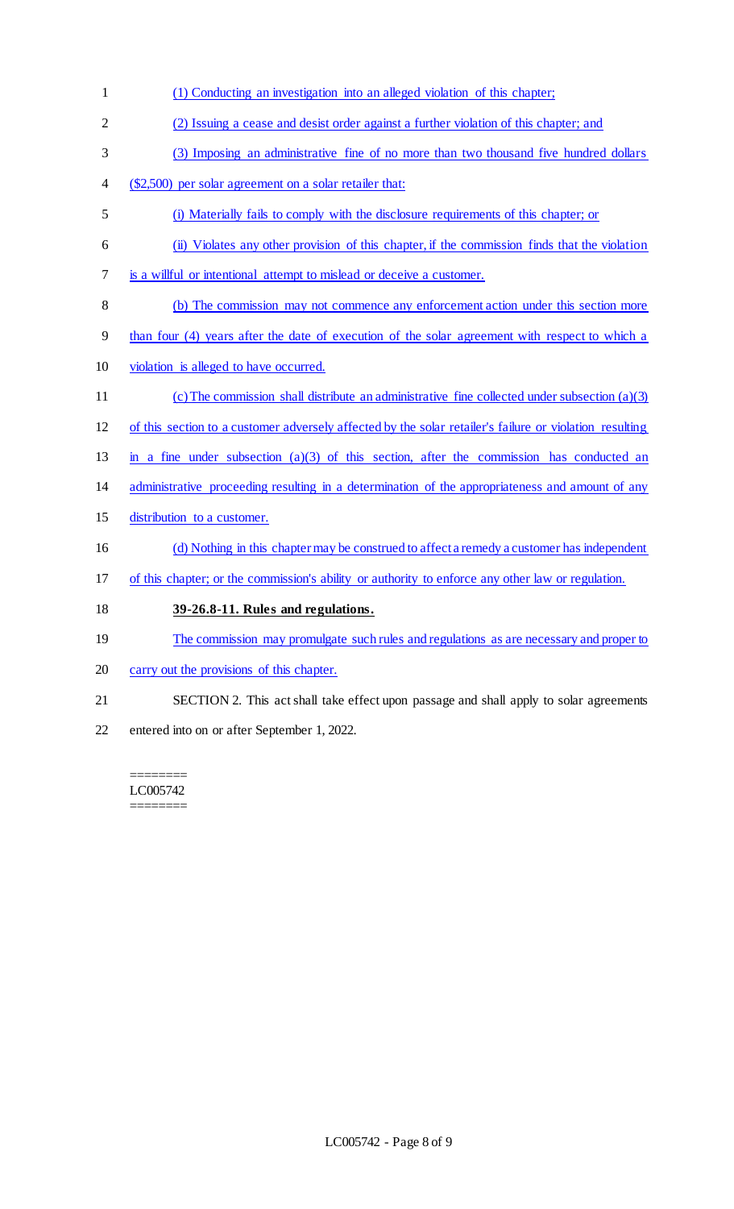(1) Conducting an investigation into an alleged violation of this chapter;

(2) Issuing a cease and desist order against a further violation of this chapter; and

(3) Imposing an administrative fine of no more than two thousand five hundred dollars ($2,500) per solar agreement on a solar retailer that:

(i) Materially fails to comply with the disclosure requirements of this chapter; or

(ii) Violates any other provision of this chapter, if the commission finds that the violation is a willful or intentional attempt to mislead or deceive a customer.

(b) The commission may not commence any enforcement action under this section more than four (4) years after the date of execution of the solar agreement with respect to which a violation is alleged to have occurred.

(c) The commission shall distribute an administrative fine collected under subsection (a)(3) of this section to a customer adversely affected by the solar retailer's failure or violation resulting in a fine under subsection (a)(3) of this section, after the commission has conducted an administrative proceeding resulting in a determination of the appropriateness and amount of any distribution to a customer.

(d) Nothing in this chapter may be construed to affect a remedy a customer has independent of this chapter; or the commission's ability or authority to enforce any other law or regulation.

**39-26.8-11. Rules and regulations.**

The commission may promulgate such rules and regulations as are necessary and proper to carry out the provisions of this chapter.

SECTION 2. This act shall take effect upon passage and shall apply to solar agreements entered into on or after September 1, 2022.

========
LC005742
========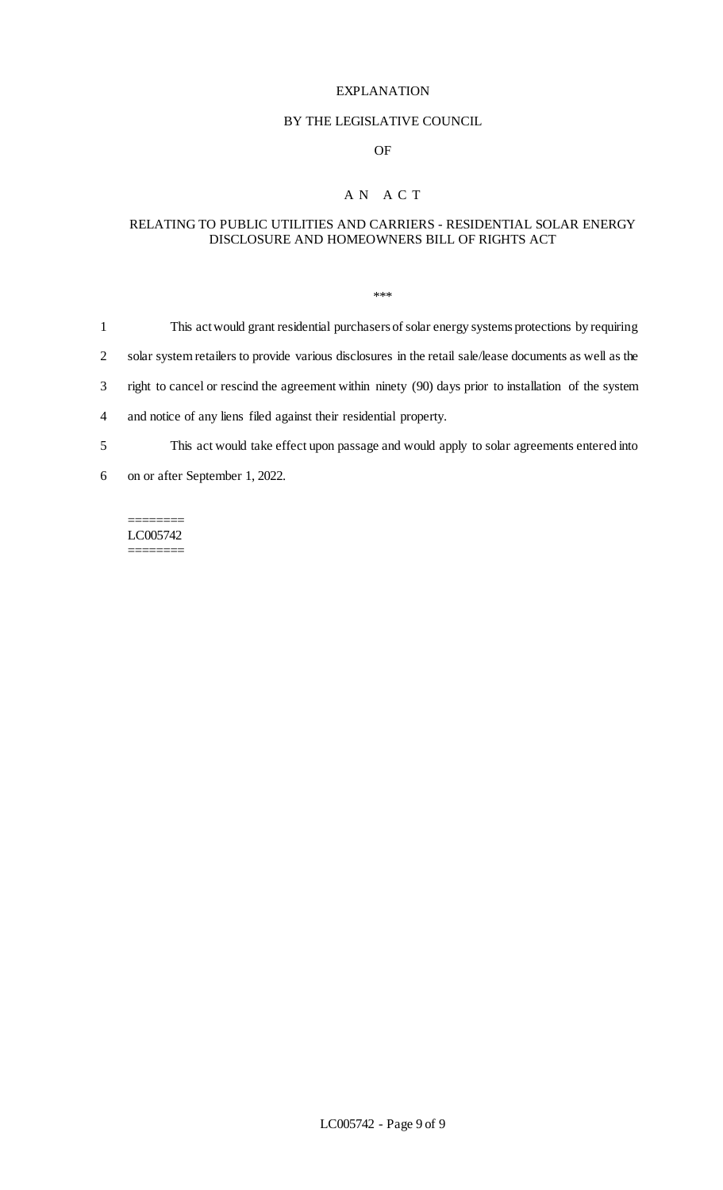EXPLANATION

BY THE LEGISLATIVE COUNCIL

OF

A N A C T

RELATING TO PUBLIC UTILITIES AND CARRIERS - RESIDENTIAL SOLAR ENERGY DISCLOSURE AND HOMEOWNERS BILL OF RIGHTS ACT

\*\*\*

1 This act would grant residential purchasers of solar energy systems protections by requiring
2 solar system retailers to provide various disclosures in the retail sale/lease documents as well as the
3 right to cancel or rescind the agreement within ninety (90) days prior to installation of the system
4 and notice of any liens filed against their residential property.
5 This act would take effect upon passage and would apply to solar agreements entered into
6 on or after September 1, 2022.

========
LC005742
========